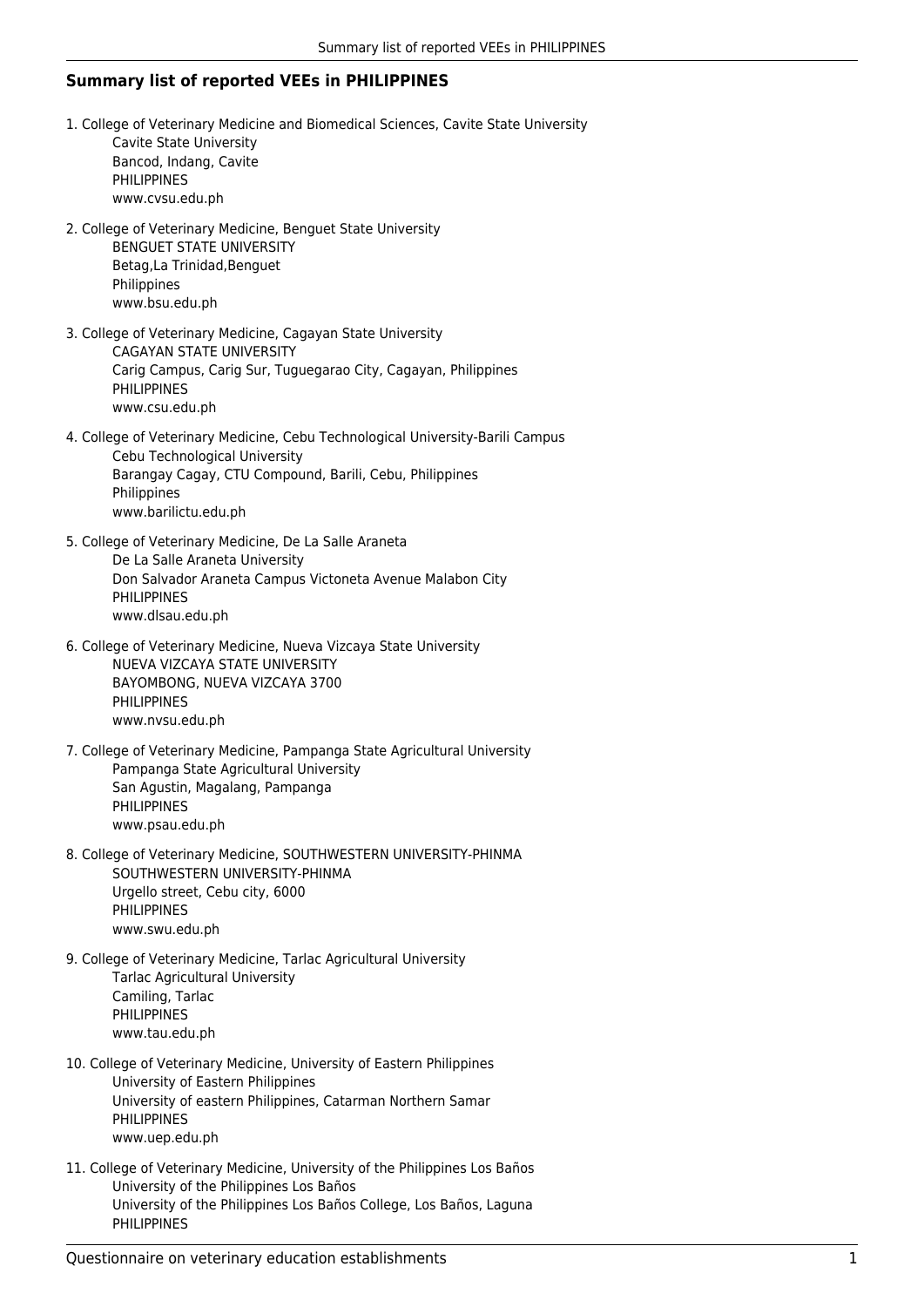## Summary list of reported VEEs in PHILIPPINES

1. College of Veterinary Medicine and Biomedical Sciences, Cavite State University
   Cavite State University
   Bancod, Indang, Cavite
   PHILIPPINES
   www.cvsu.edu.ph

2. College of Veterinary Medicine, Benguet State University
   BENGUET STATE UNIVERSITY
   Betag,La Trinidad,Benguet
   Philippines
   www.bsu.edu.ph

3. College of Veterinary Medicine, Cagayan State University
   CAGAYAN STATE UNIVERSITY
   Carig Campus, Carig Sur, Tuguegarao City, Cagayan, Philippines
   PHILIPPINES
   www.csu.edu.ph

4. College of Veterinary Medicine, Cebu Technological University-Barili Campus
   Cebu Technological University
   Barangay Cagay, CTU Compound, Barili, Cebu, Philippines
   Philippines
   www.barilictu.edu.ph

5. College of Veterinary Medicine, De La Salle Araneta
   De La Salle Araneta University
   Don Salvador Araneta Campus Victoneta Avenue Malabon City
   PHILIPPINES
   www.dlsau.edu.ph

6. College of Veterinary Medicine, Nueva Vizcaya State University
   NUEVA VIZCAYA STATE UNIVERSITY
   BAYOMBONG, NUEVA VIZCAYA 3700
   PHILIPPINES
   www.nvsu.edu.ph

7. College of Veterinary Medicine, Pampanga State Agricultural University
   Pampanga State Agricultural University
   San Agustin, Magalang, Pampanga
   PHILIPPINES
   www.psau.edu.ph

8. College of Veterinary Medicine, SOUTHWESTERN UNIVERSITY-PHINMA
   SOUTHWESTERN UNIVERSITY-PHINMA
   Urgello street, Cebu city, 6000
   PHILIPPINES
   www.swu.edu.ph

9. College of Veterinary Medicine, Tarlac Agricultural University
   Tarlac Agricultural University
   Camiling, Tarlac
   PHILIPPINES
   www.tau.edu.ph

10. College of Veterinary Medicine, University of Eastern Philippines
    University of Eastern Philippines
    University of eastern Philippines, Catarman Northern Samar
    PHILIPPINES
    www.uep.edu.ph

11. College of Veterinary Medicine, University of the Philippines Los Baños
    University of the Philippines Los Baños
    University of the Philippines Los Baños College, Los Baños, Laguna
    PHILIPPINES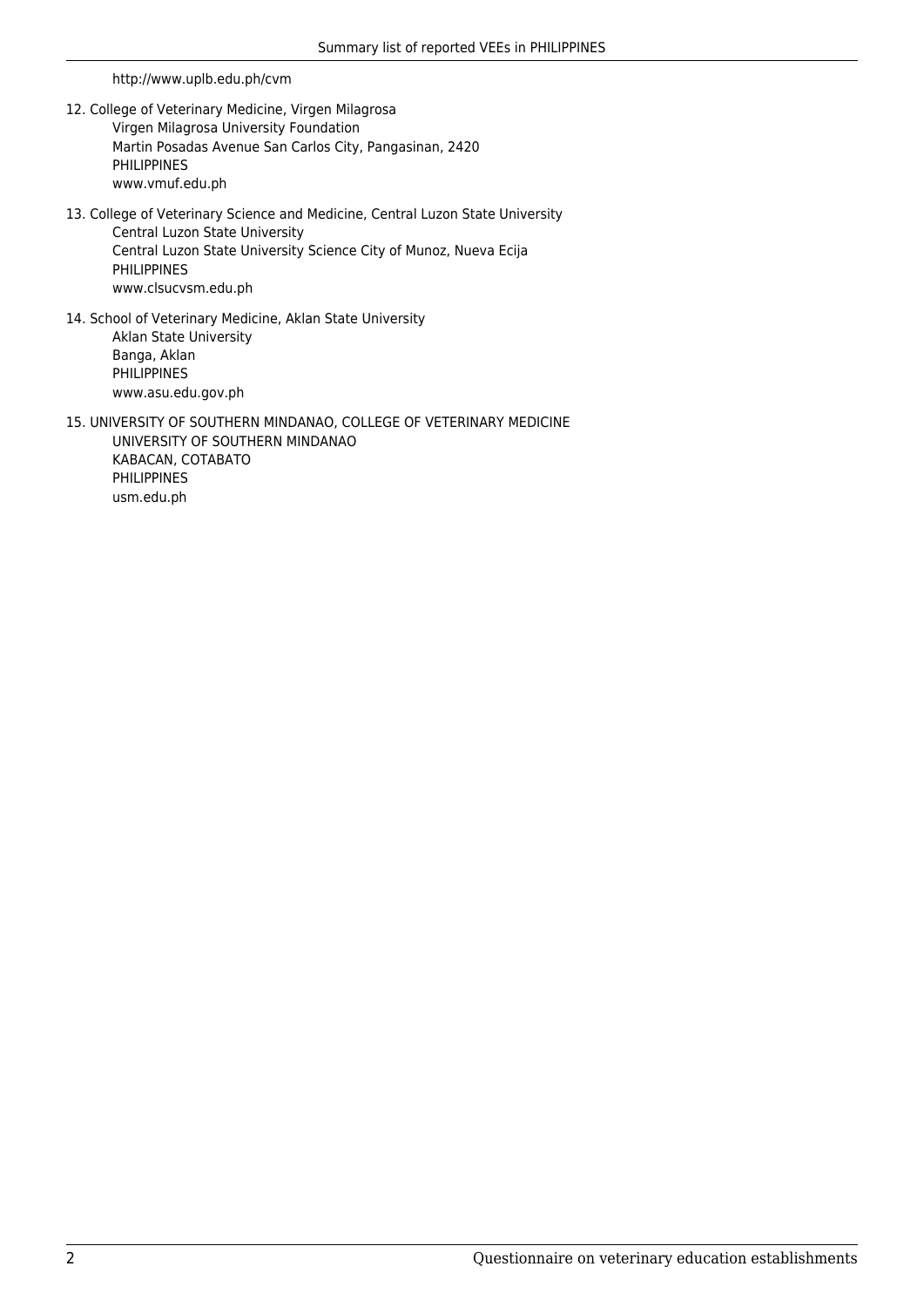http://www.uplb.edu.ph/cvm

12. College of Veterinary Medicine, Virgen Milagrosa
    Virgen Milagrosa University Foundation
    Martin Posadas Avenue San Carlos City, Pangasinan, 2420
    PHILIPPINES
    www.vmuf.edu.ph

13. College of Veterinary Science and Medicine, Central Luzon State University
    Central Luzon State University
    Central Luzon State University Science City of Munoz, Nueva Ecija
    PHILIPPINES
    www.clsucvsm.edu.ph

14. School of Veterinary Medicine, Aklan State University
    Aklan State University
    Banga, Aklan
    PHILIPPINES
    www.asu.edu.gov.ph

15. UNIVERSITY OF SOUTHERN MINDANAO, COLLEGE OF VETERINARY MEDICINE
    UNIVERSITY OF SOUTHERN MINDANAO
    KABACAN, COTABATO
    PHILIPPINES
    usm.edu.ph